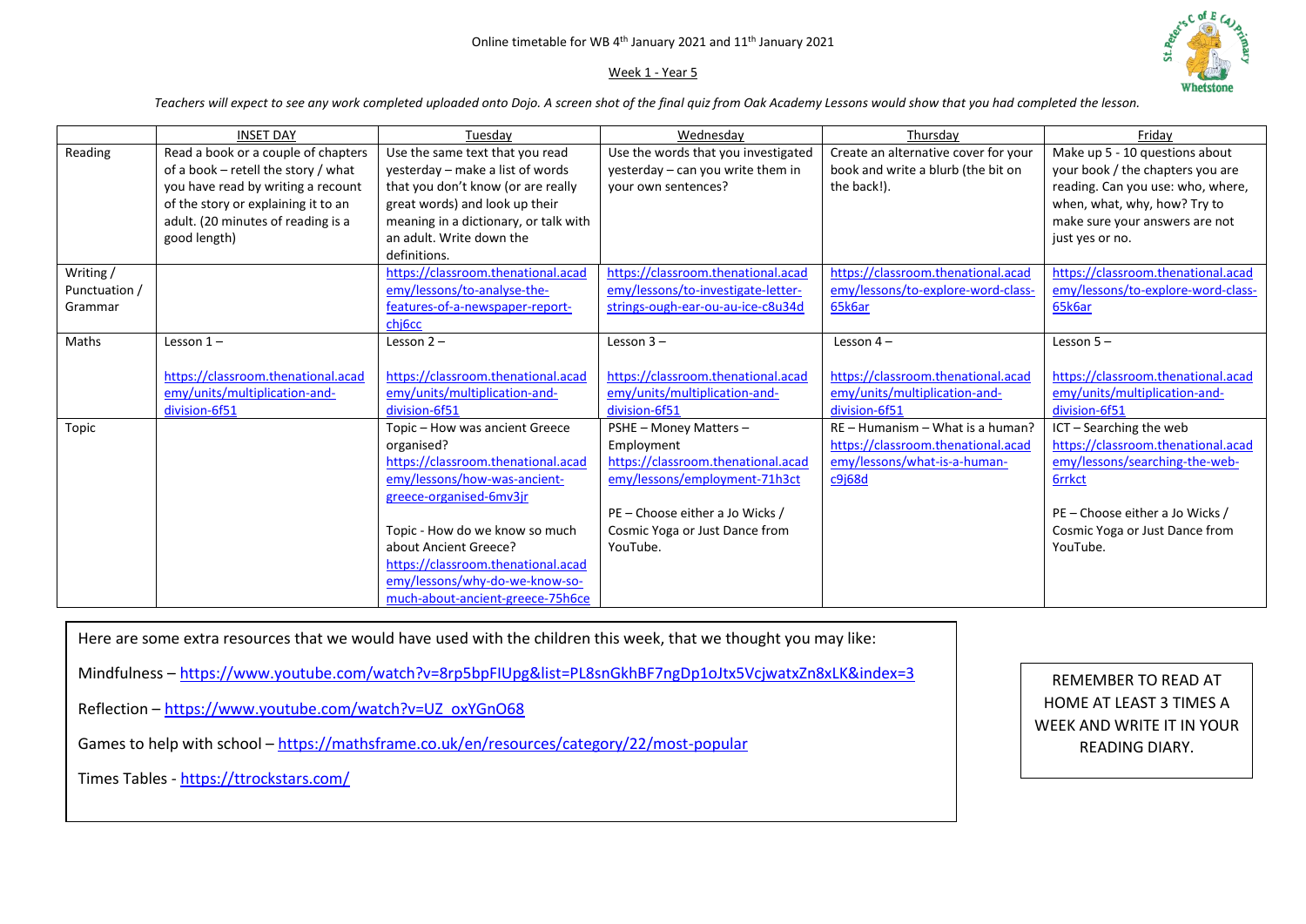Online timetable for WB 4th January 2021 and 11th January 2021

Week 1 - Year 5

*Teachers will expect to see any work completed uploaded onto Dojo. A screen shot of the final quiz from Oak Academy Lessons would show that you had completed the lesson.*

| | INSET DAY | Tuesday | Wednesday | Thursday | Friday |
|---|---|---|---|---|---|
| Reading | Read a book or a couple of chapters of a book – retell the story / what you have read by writing a recount of the story or explaining it to an adult. (20 minutes of reading is a good length) | Use the same text that you read yesterday – make a list of words that you don't know (or are really great words) and look up their meaning in a dictionary, or talk with an adult. Write down the definitions. | Use the words that you investigated yesterday – can you write them in your own sentences? | Create an alternative cover for your book and write a blurb (the bit on the back!). | Make up 5 - 10 questions about your book / the chapters you are reading. Can you use: who, where, when, what, why, how? Try to make sure your answers are not just yes or no. |
| Writing / Punctuation / Grammar | | https://classroom.thenational.academy/lessons/to-analyse-the-features-of-a-newspaper-report-chj6cc | https://classroom.thenational.academy/lessons/to-investigate-letter-strings-ough-ear-ou-au-ice-c8u34d | https://classroom.thenational.academy/lessons/to-explore-word-class-65k6ar | https://classroom.thenational.academy/lessons/to-explore-word-class-65k6ar |
| Maths | Lesson 1 – https://classroom.thenational.academy/units/multiplication-and-division-6f51 | Lesson 2 – https://classroom.thenational.academy/units/multiplication-and-division-6f51 | Lesson 3 – https://classroom.thenational.academy/units/multiplication-and-division-6f51 | Lesson 4 – https://classroom.thenational.academy/units/multiplication-and-division-6f51 | Lesson 5 – https://classroom.thenational.academy/units/multiplication-and-division-6f51 |
| Topic | | Topic – How was ancient Greece organised? https://classroom.thenational.academy/lessons/how-was-ancient-greece-organised-6mv3jr<br><br>Topic - How do we know so much about Ancient Greece? https://classroom.thenational.academy/lessons/why-do-we-know-so-much-about-ancient-greece-75h6ce | PSHE – Money Matters – Employment https://classroom.thenational.academy/lessons/employment-71h3ct<br><br>PE – Choose either a Jo Wicks / Cosmic Yoga or Just Dance from YouTube. | RE – Humanism – What is a human? https://classroom.thenational.academy/lessons/what-is-a-human-c9j68d | ICT – Searching the web https://classroom.thenational.academy/lessons/searching-the-web-6rrkct<br><br>PE – Choose either a Jo Wicks / Cosmic Yoga or Just Dance from YouTube. |

Here are some extra resources that we would have used with the children this week, that we thought you may like:

Mindfulness – https://www.youtube.com/watch?v=8rp5bpFIUpg&list=PL8snGkhBF7ngDp1oJtx5VcjwatxZn8xLK&index=3

Reflection – https://www.youtube.com/watch?v=UZ_oxYGnO68

Games to help with school – https://mathsframe.co.uk/en/resources/category/22/most-popular

Times Tables - https://ttrockstars.com/

REMEMBER TO READ AT HOME AT LEAST 3 TIMES A WEEK AND WRITE IT IN YOUR READING DIARY.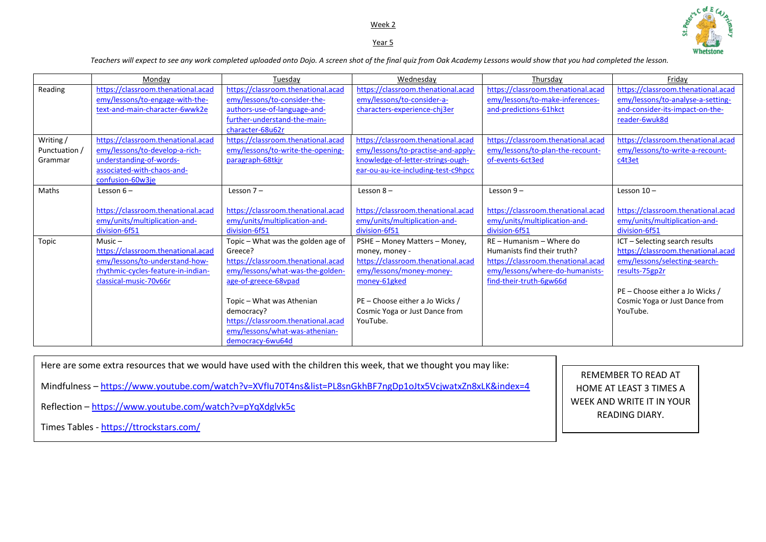Week 2

Year 5

*Teachers will expect to see any work completed uploaded onto Dojo. A screen shot of the final quiz from Oak Academy Lessons would show that you had completed the lesson.*

| | Monday | Tuesday | Wednesday | Thursday | Friday |
|---|---|---|---|---|---|
| Reading | https://classroom.thenational.academy/lessons/to-engage-with-the-text-and-main-character-6wwk2e | https://classroom.thenational.academy/lessons/to-consider-the-authors-use-of-language-and-further-understand-the-main-character-68u62r | https://classroom.thenational.academy/lessons/to-consider-a-characters-experience-chj3er | https://classroom.thenational.academy/lessons/to-make-inferences-and-predictions-61hkct | https://classroom.thenational.academy/lessons/to-analyse-a-setting-and-consider-its-impact-on-the-reader-6wuk8d |
| Writing / Punctuation / Grammar | https://classroom.thenational.academy/lessons/to-develop-a-rich-understanding-of-words-associated-with-chaos-and-confusion-60w3je | https://classroom.thenational.academy/lessons/to-write-the-opening-paragraph-68tkjr | https://classroom.thenational.academy/lessons/to-practise-and-apply-knowledge-of-letter-strings-ough-ear-ou-au-ice-including-test-c9hpcc | https://classroom.thenational.academy/lessons/to-plan-the-recount-of-events-6ct3ed | https://classroom.thenational.academy/lessons/to-write-a-recount-c4t3et |
| Maths | Lesson 6 – <br><br> https://classroom.thenational.academy/units/multiplication-and-division-6f51 | Lesson 7 – <br><br> https://classroom.thenational.academy/units/multiplication-and-division-6f51 | Lesson 8 – <br><br> https://classroom.thenational.academy/units/multiplication-and-division-6f51 | Lesson 9 – <br><br> https://classroom.thenational.academy/units/multiplication-and-division-6f51 | Lesson 10 – <br><br> https://classroom.thenational.academy/units/multiplication-and-division-6f51 |
| Topic | Music – https://classroom.thenational.academy/lessons/to-understand-how-rhythmic-cycles-feature-in-indian-classical-music-70v66r | Topic – What was the golden age of Greece? https://classroom.thenational.academy/lessons/what-was-the-golden-age-of-greece-68vpad <br><br> Topic – What was Athenian democracy? https://classroom.thenational.academy/lessons/what-was-athenian-democracy-6wu64d | PSHE – Money Matters – Money, money, money - https://classroom.thenational.academy/lessons/money-money-money-61gked <br><br> PE – Choose either a Jo Wicks / Cosmic Yoga or Just Dance from YouTube. | RE – Humanism – Where do Humanists find their truth? https://classroom.thenational.academy/lessons/where-do-humanists-find-their-truth-6gw66d | ICT – Selecting search results https://classroom.thenational.academy/lessons/selecting-search-results-75gp2r <br><br> PE – Choose either a Jo Wicks / Cosmic Yoga or Just Dance from YouTube. |

Here are some extra resources that we would have used with the children this week, that we thought you may like:

Mindfulness – https://www.youtube.com/watch?v=XVflu70T4ns&list=PL8snGkhBF7ngDp1oJtx5VcjwatxZn8xLK&index=4

Reflection – https://www.youtube.com/watch?v=pYqXdglvk5c

Times Tables - https://ttrockstars.com/

REMEMBER TO READ AT HOME AT LEAST 3 TIMES A WEEK AND WRITE IT IN YOUR READING DIARY.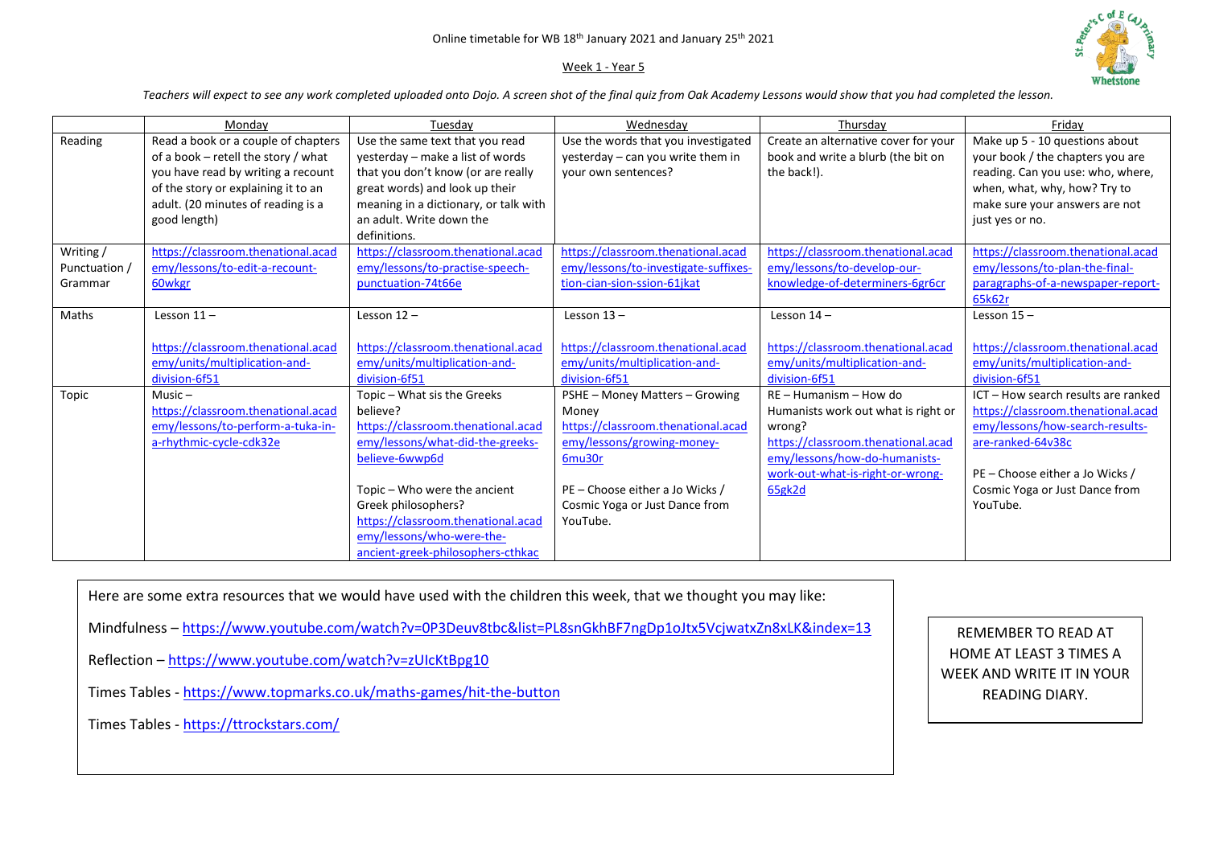Online timetable for WB 18th January 2021 and January 25th 2021

Week 1 - Year 5

*Teachers will expect to see any work completed uploaded onto Dojo. A screen shot of the final quiz from Oak Academy Lessons would show that you had completed the lesson.*

| | Monday | Tuesday | Wednesday | Thursday | Friday |
|---|---|---|---|---|---|
| Reading | Read a book or a couple of chapters of a book – retell the story / what you have read by writing a recount of the story or explaining it to an adult. (20 minutes of reading is a good length) | Use the same text that you read yesterday – make a list of words that you don't know (or are really great words) and look up their meaning in a dictionary, or talk with an adult. Write down the definitions. | Use the words that you investigated yesterday – can you write them in your own sentences? | Create an alternative cover for your book and write a blurb (the bit on the back!). | Make up 5 - 10 questions about your book / the chapters you are reading. Can you use: who, where, when, what, why, how? Try to make sure your answers are not just yes or no. |
| Writing / Punctuation / Grammar | https://classroom.thenational.academy/lessons/to-edit-a-recount-60wkgr | https://classroom.thenational.academy/lessons/to-practise-speech-punctuation-74t66e | https://classroom.thenational.academy/lessons/to-investigate-suffixes-tion-cian-sion-ssion-61jkat | https://classroom.thenational.academy/lessons/to-develop-our-knowledge-of-determiners-6gr6cr | https://classroom.thenational.academy/lessons/to-plan-the-final-paragraphs-of-a-newspaper-report-65k62r |
| Maths | Lesson 11 – https://classroom.thenational.academy/units/multiplication-and-division-6f51 | Lesson 12 – https://classroom.thenational.academy/units/multiplication-and-division-6f51 | Lesson 13 – https://classroom.thenational.academy/units/multiplication-and-division-6f51 | Lesson 14 – https://classroom.thenational.academy/units/multiplication-and-division-6f51 | Lesson 15 – https://classroom.thenational.academy/units/multiplication-and-division-6f51 |
| Topic | Music – https://classroom.thenational.academy/lessons/to-perform-a-tuka-in-a-rhythmic-cycle-cdk32e | Topic – What sis the Greeks believe? https://classroom.thenational.academy/lessons/what-did-the-greeks-believe-6wwp6d<br><br>Topic – Who were the ancient Greek philosophers? https://classroom.thenational.academy/lessons/who-were-the-ancient-greek-philosophers-cthkac | PSHE – Money Matters – Growing Money https://classroom.thenational.academy/lessons/growing-money-6mu30r<br><br>PE – Choose either a Jo Wicks / Cosmic Yoga or Just Dance from YouTube. | RE – Humanism – How do Humanists work out what is right or wrong? https://classroom.thenational.academy/lessons/how-do-humanists-work-out-what-is-right-or-wrong-65gk2d | ICT – How search results are ranked https://classroom.thenational.academy/lessons/how-search-results-are-ranked-64v38c<br><br>PE – Choose either a Jo Wicks / Cosmic Yoga or Just Dance from YouTube. |

Here are some extra resources that we would have used with the children this week, that we thought you may like:

Mindfulness – https://www.youtube.com/watch?v=0P3Deuv8tbc&list=PL8snGkhBF7ngDp1oJtx5VcjwatxZn8xLK&index=13

Reflection – https://www.youtube.com/watch?v=zUIcKtBpg10

Times Tables - https://www.topmarks.co.uk/maths-games/hit-the-button

Times Tables - https://ttrockstars.com/

REMEMBER TO READ AT HOME AT LEAST 3 TIMES A WEEK AND WRITE IT IN YOUR READING DIARY.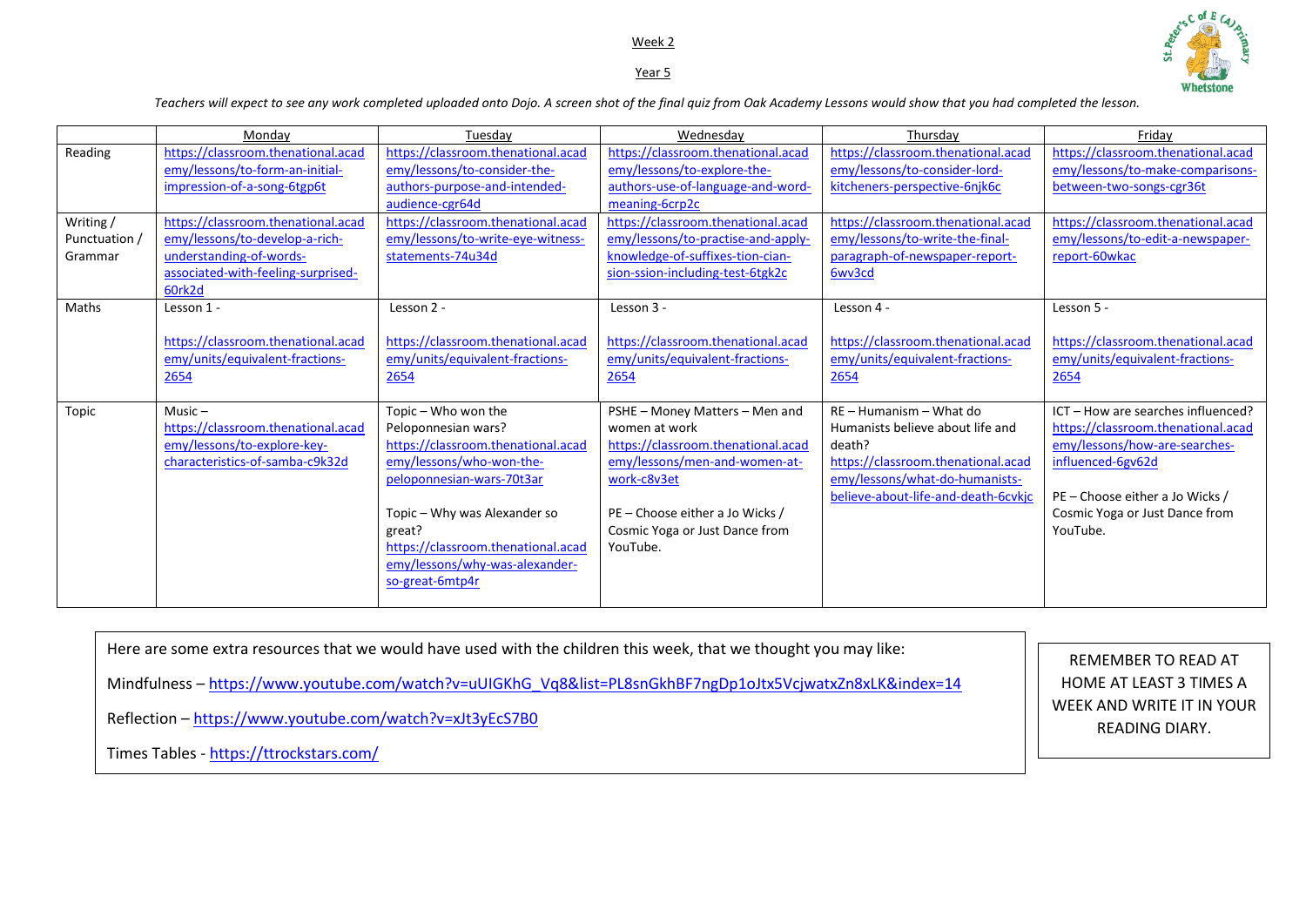Week 2

Year 5

*Teachers will expect to see any work completed uploaded onto Dojo. A screen shot of the final quiz from Oak Academy Lessons would show that you had completed the lesson.*

| | Monday | Tuesday | Wednesday | Thursday | Friday |
|---|---|---|---|---|---|
| Reading | https://classroom.thenational.academy/lessons/to-form-an-initial-impression-of-a-song-6tgp6t | https://classroom.thenational.academy/lessons/to-consider-the-authors-purpose-and-intended-audience-cgr64d | https://classroom.thenational.academy/lessons/to-explore-the-authors-use-of-language-and-word-meaning-6crp2c | https://classroom.thenational.academy/lessons/to-consider-lord-kitcheners-perspective-6njk6c | https://classroom.thenational.academy/lessons/to-make-comparisons-between-two-songs-cgr36t |
| Writing / Punctuation / Grammar | https://classroom.thenational.academy/lessons/to-develop-a-rich-understanding-of-words-associated-with-feeling-surprised-60rk2d | https://classroom.thenational.academy/lessons/to-write-eye-witness-statements-74u34d | https://classroom.thenational.academy/lessons/to-practise-and-apply-knowledge-of-suffixes-tion-cian-sion-ssion-including-test-6tgk2c | https://classroom.thenational.academy/lessons/to-write-the-final-paragraph-of-newspaper-report-6wv3cd | https://classroom.thenational.academy/lessons/to-edit-a-newspaper-report-60wkac |
| Maths | Lesson 1 - https://classroom.thenational.academy/units/equivalent-fractions-2654 | Lesson 2 - https://classroom.thenational.academy/units/equivalent-fractions-2654 | Lesson 3 - https://classroom.thenational.academy/units/equivalent-fractions-2654 | Lesson 4 - https://classroom.thenational.academy/units/equivalent-fractions-2654 | Lesson 5 - https://classroom.thenational.academy/units/equivalent-fractions-2654 |
| Topic | Music – https://classroom.thenational.academy/lessons/to-explore-key-characteristics-of-samba-c9k32d | Topic – Who won the Peloponnesian wars? https://classroom.thenational.academy/lessons/who-won-the-peloponnesian-wars-70t3ar<br><br>Topic – Why was Alexander so great? https://classroom.thenational.academy/lessons/why-was-alexander-so-great-6mtp4r | PSHE – Money Matters – Men and women at work https://classroom.thenational.academy/lessons/men-and-women-at-work-c8v3et<br><br>PE – Choose either a Jo Wicks / Cosmic Yoga or Just Dance from YouTube. | RE – Humanism – What do Humanists believe about life and death? https://classroom.thenational.academy/lessons/what-do-humanists-believe-about-life-and-death-6cvkjc | ICT – How are searches influenced? https://classroom.thenational.academy/lessons/how-are-searches-influenced-6gv62d<br><br>PE – Choose either a Jo Wicks / Cosmic Yoga or Just Dance from YouTube. |

Here are some extra resources that we would have used with the children this week, that we thought you may like:

Mindfulness – https://www.youtube.com/watch?v=uUIGKhG_Vq8&list=PL8snGkhBF7ngDp1oJtx5VcjwatxZn8xLK&index=14

Reflection – https://www.youtube.com/watch?v=xJt3yEcS7B0

Times Tables - https://ttrockstars.com/

REMEMBER TO READ AT HOME AT LEAST 3 TIMES A WEEK AND WRITE IT IN YOUR READING DIARY.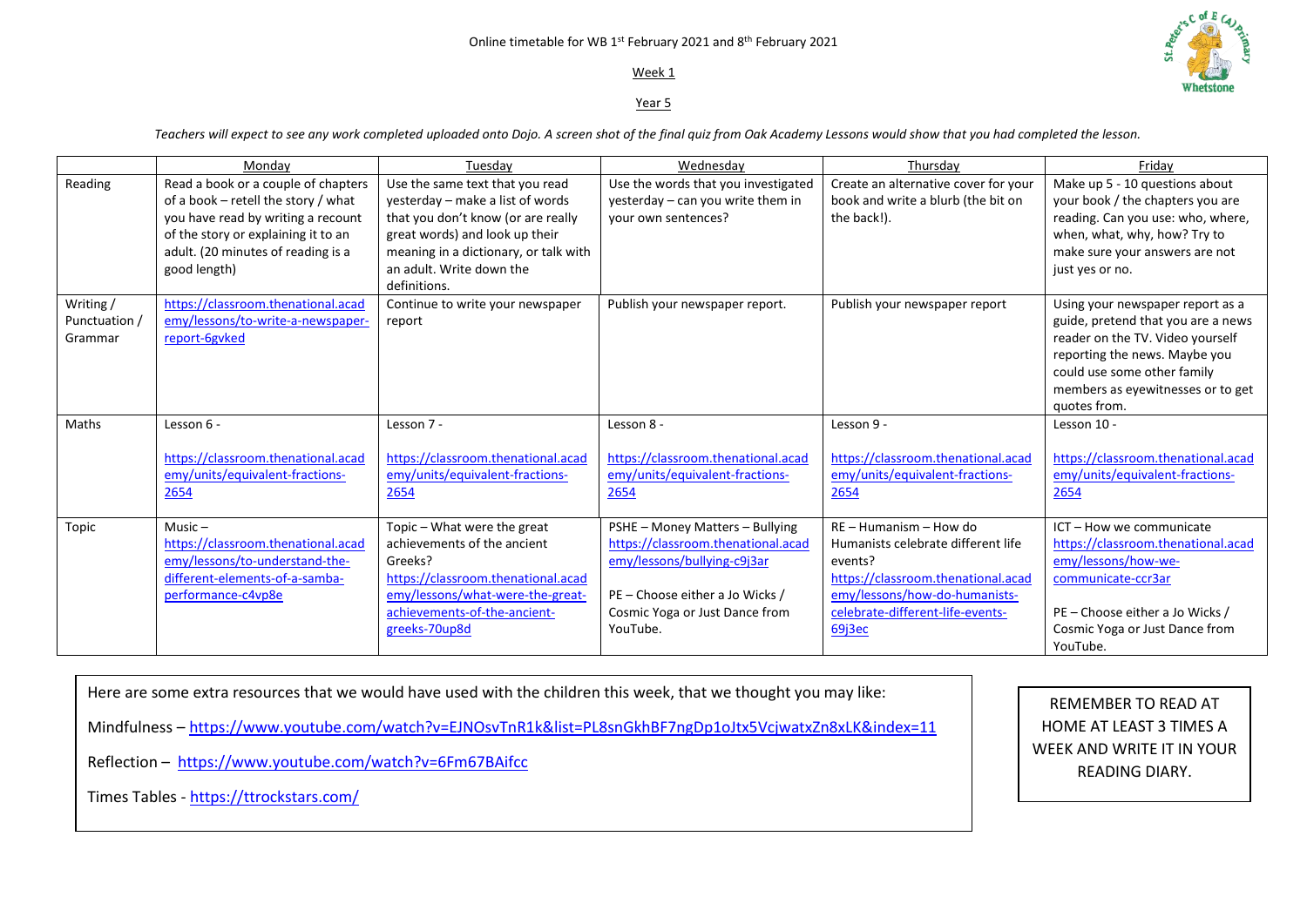Online timetable for WB 1st February 2021 and 8th February 2021

Week 1

Year 5

*Teachers will expect to see any work completed uploaded onto Dojo. A screen shot of the final quiz from Oak Academy Lessons would show that you had completed the lesson.*

| | Monday | Tuesday | Wednesday | Thursday | Friday |
|---|---|---|---|---|---|
| Reading | Read a book or a couple of chapters of a book – retell the story / what you have read by writing a recount of the story or explaining it to an adult. (20 minutes of reading is a good length) | Use the same text that you read yesterday – make a list of words that you don't know (or are really great words) and look up their meaning in a dictionary, or talk with an adult. Write down the definitions. | Use the words that you investigated yesterday – can you write them in your own sentences? | Create an alternative cover for your book and write a blurb (the bit on the back!). | Make up 5 - 10 questions about your book / the chapters you are reading. Can you use: who, where, when, what, why, how? Try to make sure your answers are not just yes or no. |
| Writing / Punctuation / Grammar | https://classroom.thenational.academy/lessons/to-write-a-newspaper-report-6gvked | Continue to write your newspaper report | Publish your newspaper report. | Publish your newspaper report | Using your newspaper report as a guide, pretend that you are a news reader on the TV. Video yourself reporting the news. Maybe you could use some other family members as eyewitnesses or to get quotes from. |
| Maths | Lesson 6 - https://classroom.thenational.academy/units/equivalent-fractions-2654 | Lesson 7 - https://classroom.thenational.academy/units/equivalent-fractions-2654 | Lesson 8 - https://classroom.thenational.academy/units/equivalent-fractions-2654 | Lesson 9 - https://classroom.thenational.academy/units/equivalent-fractions-2654 | Lesson 10 - https://classroom.thenational.academy/units/equivalent-fractions-2654 |
| Topic | Music – https://classroom.thenational.academy/lessons/to-understand-the-different-elements-of-a-samba-performance-c4vp8e | Topic – What were the great achievements of the ancient Greeks? https://classroom.thenational.academy/lessons/what-were-the-great-achievements-of-the-ancient-greeks-70up8d | PSHE – Money Matters – Bullying https://classroom.thenational.academy/lessons/bullying-c9j3ar<br><br>PE – Choose either a Jo Wicks / Cosmic Yoga or Just Dance from YouTube. | RE – Humanism – How do Humanists celebrate different life events? https://classroom.thenational.academy/lessons/how-do-humanists-celebrate-different-life-events-69j3ec | ICT – How we communicate https://classroom.thenational.academy/lessons/how-we-communicate-ccr3ar<br><br>PE – Choose either a Jo Wicks / Cosmic Yoga or Just Dance from YouTube. |

Here are some extra resources that we would have used with the children this week, that we thought you may like:

Mindfulness – https://www.youtube.com/watch?v=EJNOsvTnR1k&list=PL8snGkhBF7ngDp1oJtx5VcjwatxZn8xLK&index=11

Reflection – https://www.youtube.com/watch?v=6Fm67BAifcc

Times Tables - https://ttrockstars.com/

REMEMBER TO READ AT HOME AT LEAST 3 TIMES A WEEK AND WRITE IT IN YOUR READING DIARY.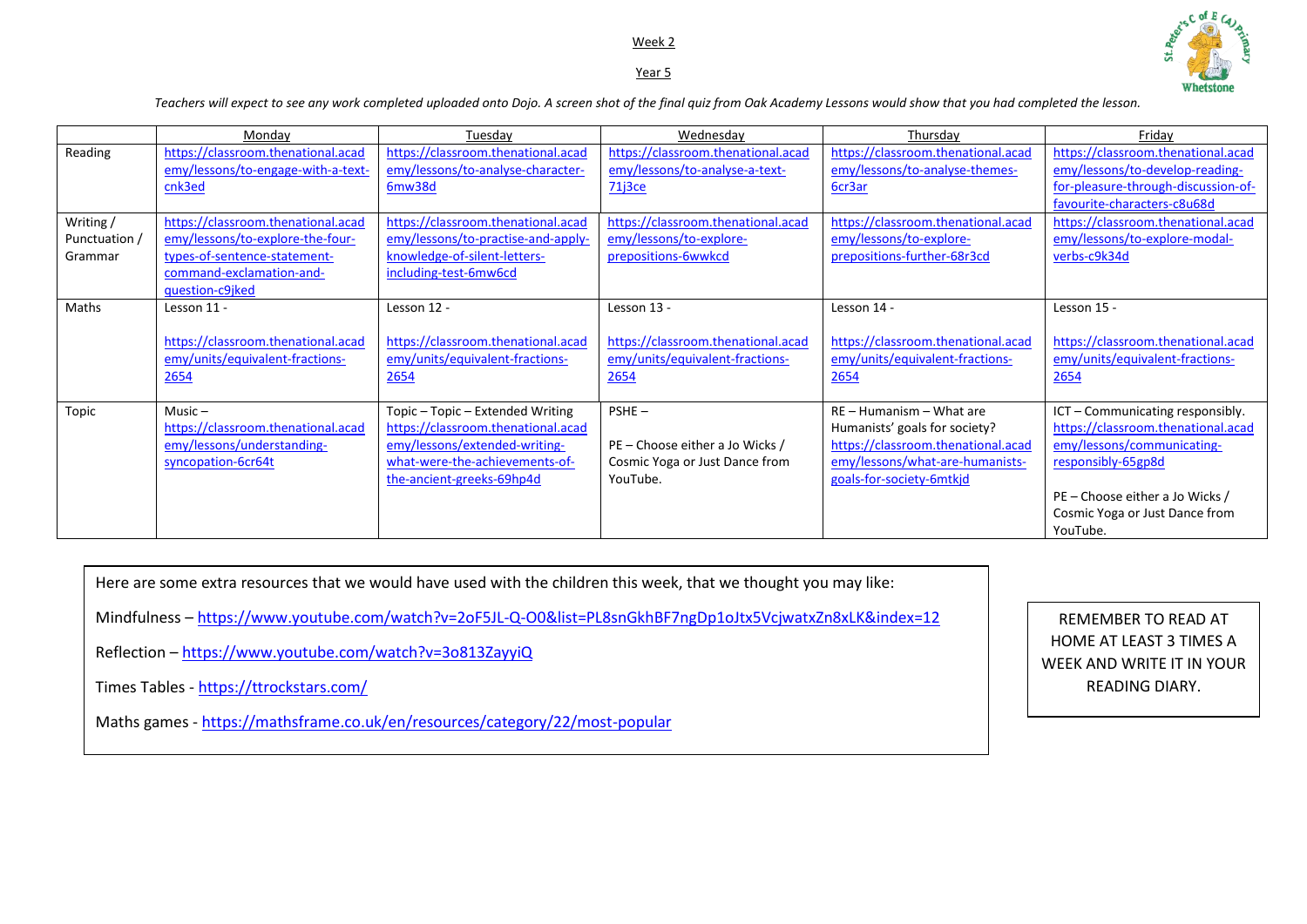Week 2

Year 5

*Teachers will expect to see any work completed uploaded onto Dojo. A screen shot of the final quiz from Oak Academy Lessons would show that you had completed the lesson.*

| | Monday | Tuesday | Wednesday | Thursday | Friday |
|---|---|---|---|---|---|
| Reading | https://classroom.thenational.academy/lessons/to-engage-with-a-text-cnk3ed | https://classroom.thenational.academy/lessons/to-analyse-character-6mw38d | https://classroom.thenational.academy/lessons/to-analyse-a-text-71j3ce | https://classroom.thenational.academy/lessons/to-analyse-themes-6cr3ar | https://classroom.thenational.academy/lessons/to-develop-reading-for-pleasure-through-discussion-of-favourite-characters-c8u68d |
| Writing / Punctuation / Grammar | https://classroom.thenational.academy/lessons/to-explore-the-four-types-of-sentence-statement-command-exclamation-and-question-c9jked | https://classroom.thenational.academy/lessons/to-practise-and-apply-knowledge-of-silent-letters-including-test-6mw6cd | https://classroom.thenational.academy/lessons/to-explore-prepositions-6wwkcd | https://classroom.thenational.academy/lessons/to-explore-prepositions-further-68r3cd | https://classroom.thenational.academy/lessons/to-explore-modal-verbs-c9k34d |
| Maths | Lesson 11 - https://classroom.thenational.academy/units/equivalent-fractions-2654 | Lesson 12 - https://classroom.thenational.academy/units/equivalent-fractions-2654 | Lesson 13 - https://classroom.thenational.academy/units/equivalent-fractions-2654 | Lesson 14 - https://classroom.thenational.academy/units/equivalent-fractions-2654 | Lesson 15 - https://classroom.thenational.academy/units/equivalent-fractions-2654 |
| Topic | Music – https://classroom.thenational.academy/lessons/understanding-syncopation-6cr64t | Topic – Topic – Extended Writing https://classroom.thenational.academy/lessons/extended-writing-what-were-the-achievements-of-the-ancient-greeks-69hp4d | PSHE – PE – Choose either a Jo Wicks / Cosmic Yoga or Just Dance from YouTube. | RE – Humanism – What are Humanists' goals for society? https://classroom.thenational.academy/lessons/what-are-humanists-goals-for-society-6mtkjd | ICT – Communicating responsibly. https://classroom.thenational.academy/lessons/communicating-responsibly-65gp8d PE – Choose either a Jo Wicks / Cosmic Yoga or Just Dance from YouTube. |

Here are some extra resources that we would have used with the children this week, that we thought you may like:

Mindfulness – https://www.youtube.com/watch?v=2oF5JL-Q-O0&list=PL8snGkhBF7ngDp1oJtx5VcjwatxZn8xLK&index=12

Reflection – https://www.youtube.com/watch?v=3o813ZayyiQ

Times Tables - https://ttrockstars.com/

Maths games - https://mathsframe.co.uk/en/resources/category/22/most-popular

REMEMBER TO READ AT HOME AT LEAST 3 TIMES A WEEK AND WRITE IT IN YOUR READING DIARY.